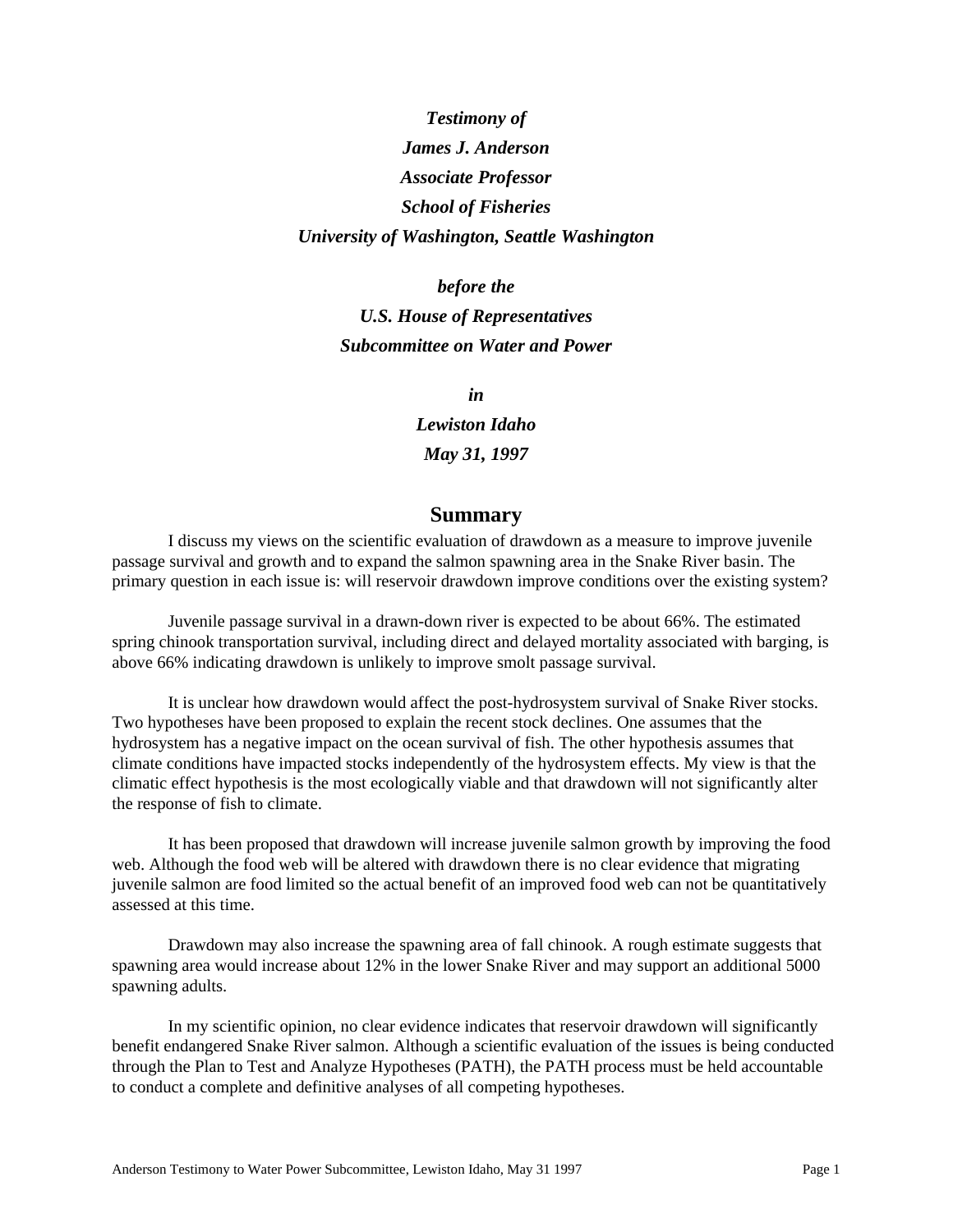***Testimony of***

***James J. Anderson***

***Associate Professor***

***School of Fisheries***

***University of Washington, Seattle Washington***

***before the***

***U.S. House of Representatives***

***Subcommittee on Water and Power***

***in***

***Lewiston Idaho***

***May 31, 1997***

## Summary

I discuss my views on the scientific evaluation of drawdown as a measure to improve juvenile passage survival and growth and to expand the salmon spawning area in the Snake River basin. The primary question in each issue is: will reservoir drawdown improve conditions over the existing system?

Juvenile passage survival in a drawn-down river is expected to be about 66%. The estimated spring chinook transportation survival, including direct and delayed mortality associated with barging, is above 66% indicating drawdown is unlikely to improve smolt passage survival.

It is unclear how drawdown would affect the post-hydrosystem survival of Snake River stocks. Two hypotheses have been proposed to explain the recent stock declines. One assumes that the hydrosystem has a negative impact on the ocean survival of fish. The other hypothesis assumes that climate conditions have impacted stocks independently of the hydrosystem effects. My view is that the climatic effect hypothesis is the most ecologically viable and that drawdown will not significantly alter the response of fish to climate.

It has been proposed that drawdown will increase juvenile salmon growth by improving the food web. Although the food web will be altered with drawdown there is no clear evidence that migrating juvenile salmon are food limited so the actual benefit of an improved food web can not be quantitatively assessed at this time.

Drawdown may also increase the spawning area of fall chinook. A rough estimate suggests that spawning area would increase about 12% in the lower Snake River and may support an additional 5000 spawning adults.

In my scientific opinion, no clear evidence indicates that reservoir drawdown will significantly benefit endangered Snake River salmon. Although a scientific evaluation of the issues is being conducted through the Plan to Test and Analyze Hypotheses (PATH), the PATH process must be held accountable to conduct a complete and definitive analyses of all competing hypotheses.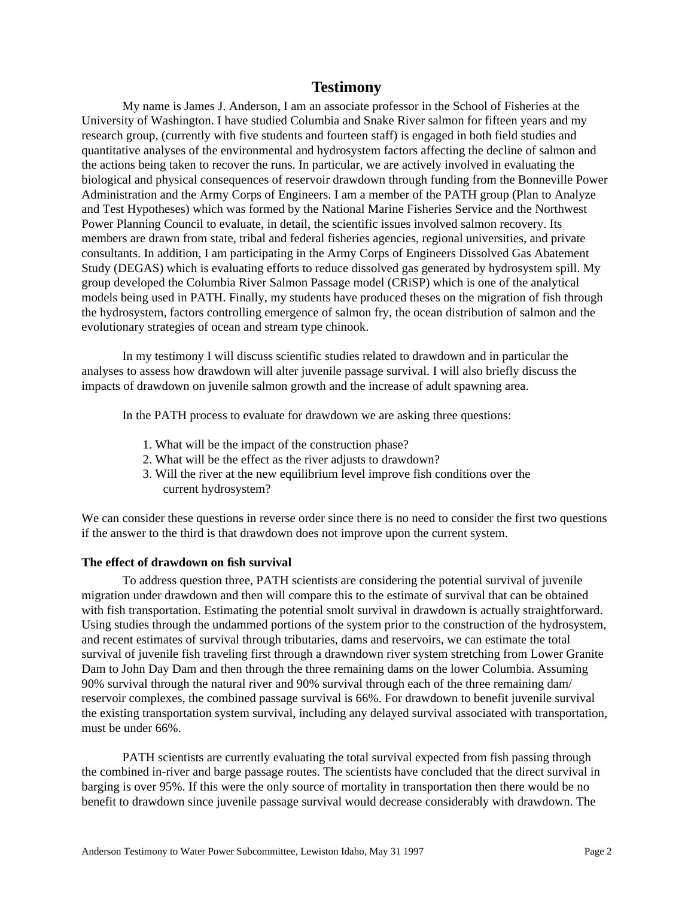## Testimony

My name is James J. Anderson, I am an associate professor in the School of Fisheries at the University of Washington. I have studied Columbia and Snake River salmon for fifteen years and my research group, (currently with five students and fourteen staff) is engaged in both field studies and quantitative analyses of the environmental and hydrosystem factors affecting the decline of salmon and the actions being taken to recover the runs. In particular, we are actively involved in evaluating the biological and physical consequences of reservoir drawdown through funding from the Bonneville Power Administration and the Army Corps of Engineers. I am a member of the PATH group (Plan to Analyze and Test Hypotheses) which was formed by the National Marine Fisheries Service and the Northwest Power Planning Council to evaluate, in detail, the scientific issues involved salmon recovery. Its members are drawn from state, tribal and federal fisheries agencies, regional universities, and private consultants. In addition, I am participating in the Army Corps of Engineers Dissolved Gas Abatement Study (DEGAS) which is evaluating efforts to reduce dissolved gas generated by hydrosystem spill. My group developed the Columbia River Salmon Passage model (CRiSP) which is one of the analytical models being used in PATH. Finally, my students have produced theses on the migration of fish through the hydrosystem, factors controlling emergence of salmon fry, the ocean distribution of salmon and the evolutionary strategies of ocean and stream type chinook.

In my testimony I will discuss scientific studies related to drawdown and in particular the analyses to assess how drawdown will alter juvenile passage survival. I will also briefly discuss the impacts of drawdown on juvenile salmon growth and the increase of adult spawning area.

In the PATH process to evaluate for drawdown we are asking three questions:

1. What will be the impact of the construction phase?
2. What will be the effect as the river adjusts to drawdown?
3. Will the river at the new equilibrium level improve fish conditions over the current hydrosystem?

We can consider these questions in reverse order since there is no need to consider the first two questions if the answer to the third is that drawdown does not improve upon the current system.

**The effect of drawdown on fish survival**

To address question three, PATH scientists are considering the potential survival of juvenile migration under drawdown and then will compare this to the estimate of survival that can be obtained with fish transportation. Estimating the potential smolt survival in drawdown is actually straightforward. Using studies through the undammed portions of the system prior to the construction of the hydrosystem, and recent estimates of survival through tributaries, dams and reservoirs, we can estimate the total survival of juvenile fish traveling first through a drawndown river system stretching from Lower Granite Dam to John Day Dam and then through the three remaining dams on the lower Columbia. Assuming 90% survival through the natural river and 90% survival through each of the three remaining dam/ reservoir complexes, the combined passage survival is 66%. For drawdown to benefit juvenile survival the existing transportation system survival, including any delayed survival associated with transportation, must be under 66%.

PATH scientists are currently evaluating the total survival expected from fish passing through the combined in-river and barge passage routes. The scientists have concluded that the direct survival in barging is over 95%. If this were the only source of mortality in transportation then there would be no benefit to drawdown since juvenile passage survival would decrease considerably with drawdown. The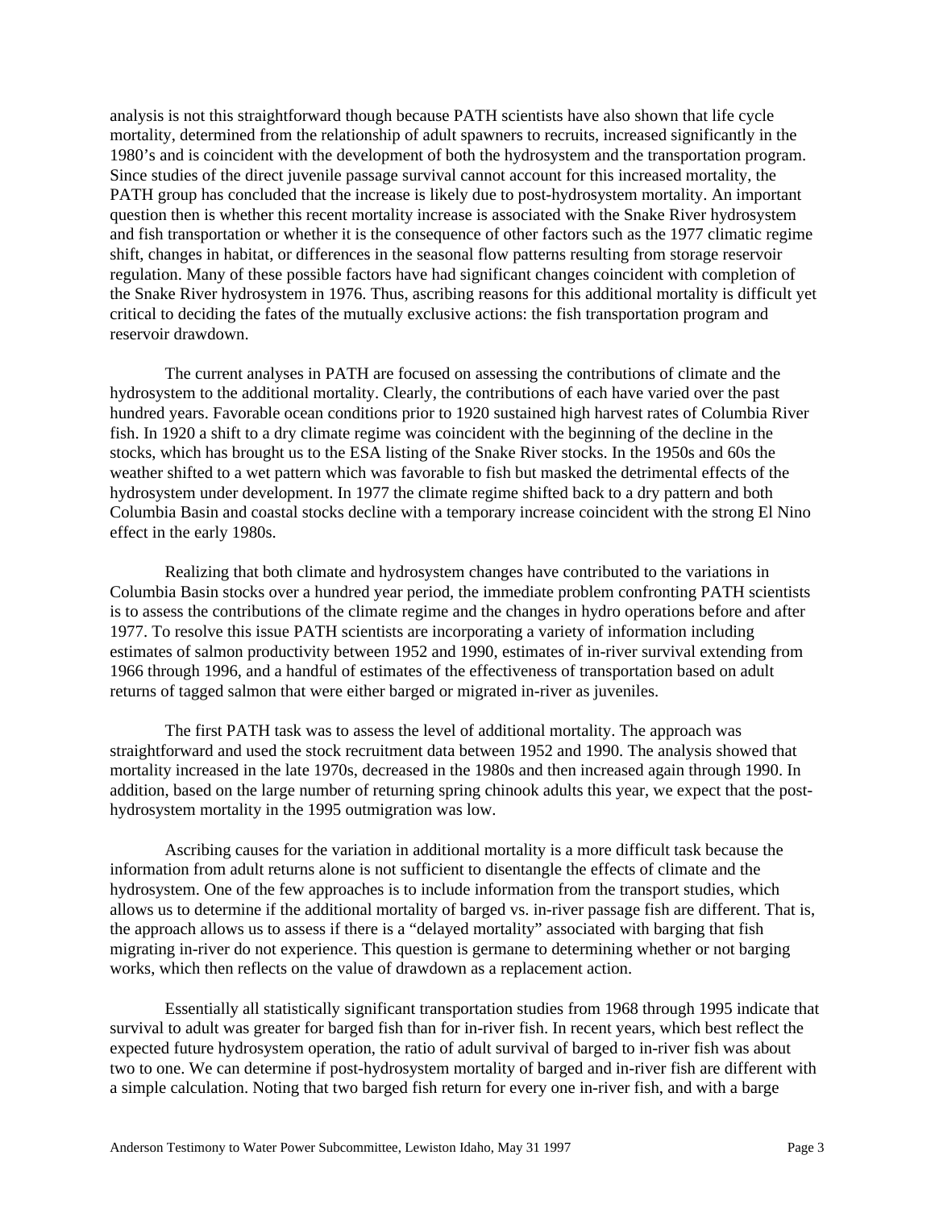analysis is not this straightforward though because PATH scientists have also shown that life cycle mortality, determined from the relationship of adult spawners to recruits, increased significantly in the 1980's and is coincident with the development of both the hydrosystem and the transportation program. Since studies of the direct juvenile passage survival cannot account for this increased mortality, the PATH group has concluded that the increase is likely due to post-hydrosystem mortality. An important question then is whether this recent mortality increase is associated with the Snake River hydrosystem and fish transportation or whether it is the consequence of other factors such as the 1977 climatic regime shift, changes in habitat, or differences in the seasonal flow patterns resulting from storage reservoir regulation. Many of these possible factors have had significant changes coincident with completion of the Snake River hydrosystem in 1976. Thus, ascribing reasons for this additional mortality is difficult yet critical to deciding the fates of the mutually exclusive actions: the fish transportation program and reservoir drawdown.

The current analyses in PATH are focused on assessing the contributions of climate and the hydrosystem to the additional mortality. Clearly, the contributions of each have varied over the past hundred years. Favorable ocean conditions prior to 1920 sustained high harvest rates of Columbia River fish. In 1920 a shift to a dry climate regime was coincident with the beginning of the decline in the stocks, which has brought us to the ESA listing of the Snake River stocks. In the 1950s and 60s the weather shifted to a wet pattern which was favorable to fish but masked the detrimental effects of the hydrosystem under development. In 1977 the climate regime shifted back to a dry pattern and both Columbia Basin and coastal stocks decline with a temporary increase coincident with the strong El Nino effect in the early 1980s.

Realizing that both climate and hydrosystem changes have contributed to the variations in Columbia Basin stocks over a hundred year period, the immediate problem confronting PATH scientists is to assess the contributions of the climate regime and the changes in hydro operations before and after 1977. To resolve this issue PATH scientists are incorporating a variety of information including estimates of salmon productivity between 1952 and 1990, estimates of in-river survival extending from 1966 through 1996, and a handful of estimates of the effectiveness of transportation based on adult returns of tagged salmon that were either barged or migrated in-river as juveniles.

The first PATH task was to assess the level of additional mortality. The approach was straightforward and used the stock recruitment data between 1952 and 1990. The analysis showed that mortality increased in the late 1970s, decreased in the 1980s and then increased again through 1990. In addition, based on the large number of returning spring chinook adults this year, we expect that the post-hydrosystem mortality in the 1995 outmigration was low.

Ascribing causes for the variation in additional mortality is a more difficult task because the information from adult returns alone is not sufficient to disentangle the effects of climate and the hydrosystem. One of the few approaches is to include information from the transport studies, which allows us to determine if the additional mortality of barged vs. in-river passage fish are different. That is, the approach allows us to assess if there is a "delayed mortality" associated with barging that fish migrating in-river do not experience. This question is germane to determining whether or not barging works, which then reflects on the value of drawdown as a replacement action.

Essentially all statistically significant transportation studies from 1968 through 1995 indicate that survival to adult was greater for barged fish than for in-river fish. In recent years, which best reflect the expected future hydrosystem operation, the ratio of adult survival of barged to in-river fish was about two to one. We can determine if post-hydrosystem mortality of barged and in-river fish are different with a simple calculation. Noting that two barged fish return for every one in-river fish, and with a barge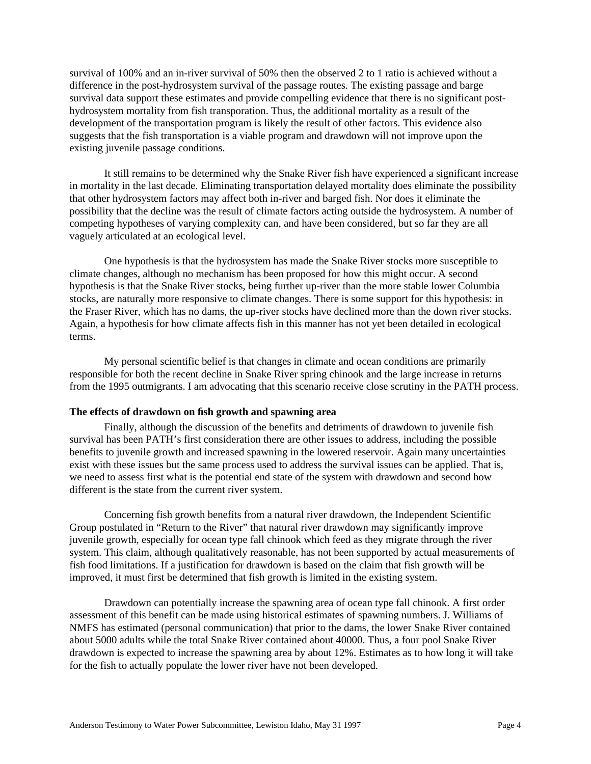survival of 100% and an in-river survival of 50% then the observed 2 to 1 ratio is achieved without a difference in the post-hydrosystem survival of the passage routes. The existing passage and barge survival data support these estimates and provide compelling evidence that there is no significant post-hydrosystem mortality from fish transporation. Thus, the additional mortality as a result of the development of the transportation program is likely the result of other factors. This evidence also suggests that the fish transportation is a viable program and drawdown will not improve upon the existing juvenile passage conditions.

It still remains to be determined why the Snake River fish have experienced a significant increase in mortality in the last decade. Eliminating transportation delayed mortality does eliminate the possibility that other hydrosystem factors may affect both in-river and barged fish. Nor does it eliminate the possibility that the decline was the result of climate factors acting outside the hydrosystem. A number of competing hypotheses of varying complexity can, and have been considered, but so far they are all vaguely articulated at an ecological level.

One hypothesis is that the hydrosystem has made the Snake River stocks more susceptible to climate changes, although no mechanism has been proposed for how this might occur. A second hypothesis is that the Snake River stocks, being further up-river than the more stable lower Columbia stocks, are naturally more responsive to climate changes. There is some support for this hypothesis: in the Fraser River, which has no dams, the up-river stocks have declined more than the down river stocks. Again, a hypothesis for how climate affects fish in this manner has not yet been detailed in ecological terms.

My personal scientific belief is that changes in climate and ocean conditions are primarily responsible for both the recent decline in Snake River spring chinook and the large increase in returns from the 1995 outmigrants. I am advocating that this scenario receive close scrutiny in the PATH process.

**The effects of drawdown on fish growth and spawning area**

Finally, although the discussion of the benefits and detriments of drawdown to juvenile fish survival has been PATH's first consideration there are other issues to address, including the possible benefits to juvenile growth and increased spawning in the lowered reservoir. Again many uncertainties exist with these issues but the same process used to address the survival issues can be applied. That is, we need to assess first what is the potential end state of the system with drawdown and second how different is the state from the current river system.

Concerning fish growth benefits from a natural river drawdown, the Independent Scientific Group postulated in "Return to the River" that natural river drawdown may significantly improve juvenile growth, especially for ocean type fall chinook which feed as they migrate through the river system. This claim, although qualitatively reasonable, has not been supported by actual measurements of fish food limitations. If a justification for drawdown is based on the claim that fish growth will be improved, it must first be determined that fish growth is limited in the existing system.

Drawdown can potentially increase the spawning area of ocean type fall chinook. A first order assessment of this benefit can be made using historical estimates of spawning numbers. J. Williams of NMFS has estimated (personal communication) that prior to the dams, the lower Snake River contained about 5000 adults while the total Snake River contained about 40000. Thus, a four pool Snake River drawdown is expected to increase the spawning area by about 12%. Estimates as to how long it will take for the fish to actually populate the lower river have not been developed.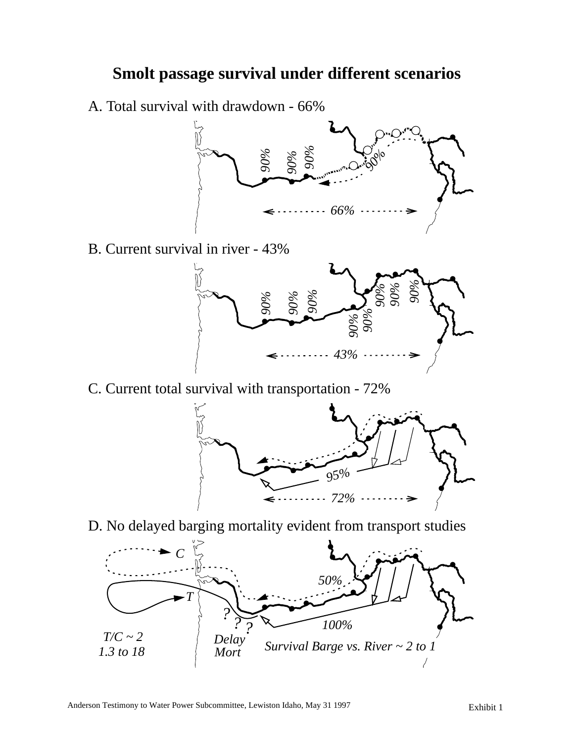# Smolt passage survival under different scenarios

A. Total survival with drawdown - 66%

90% 90% 90% 90%

66%

B. Current survival in river - 43%

90% 90% 90% 90% 90% 90% 90% 90%

43%

C. Current total survival with transportation - 72%

95%

72%

D. No delayed barging mortality evident from transport studies

C

T

50%

? ? ?

100%

T/C ~ 2
1.3 to 18

Delay
Mort

Survival Barge vs. River ~ 2 to 1

Anderson Testimony to Water Power Subcommittee, Lewiston Idaho, May 31 1997

Exhibit 1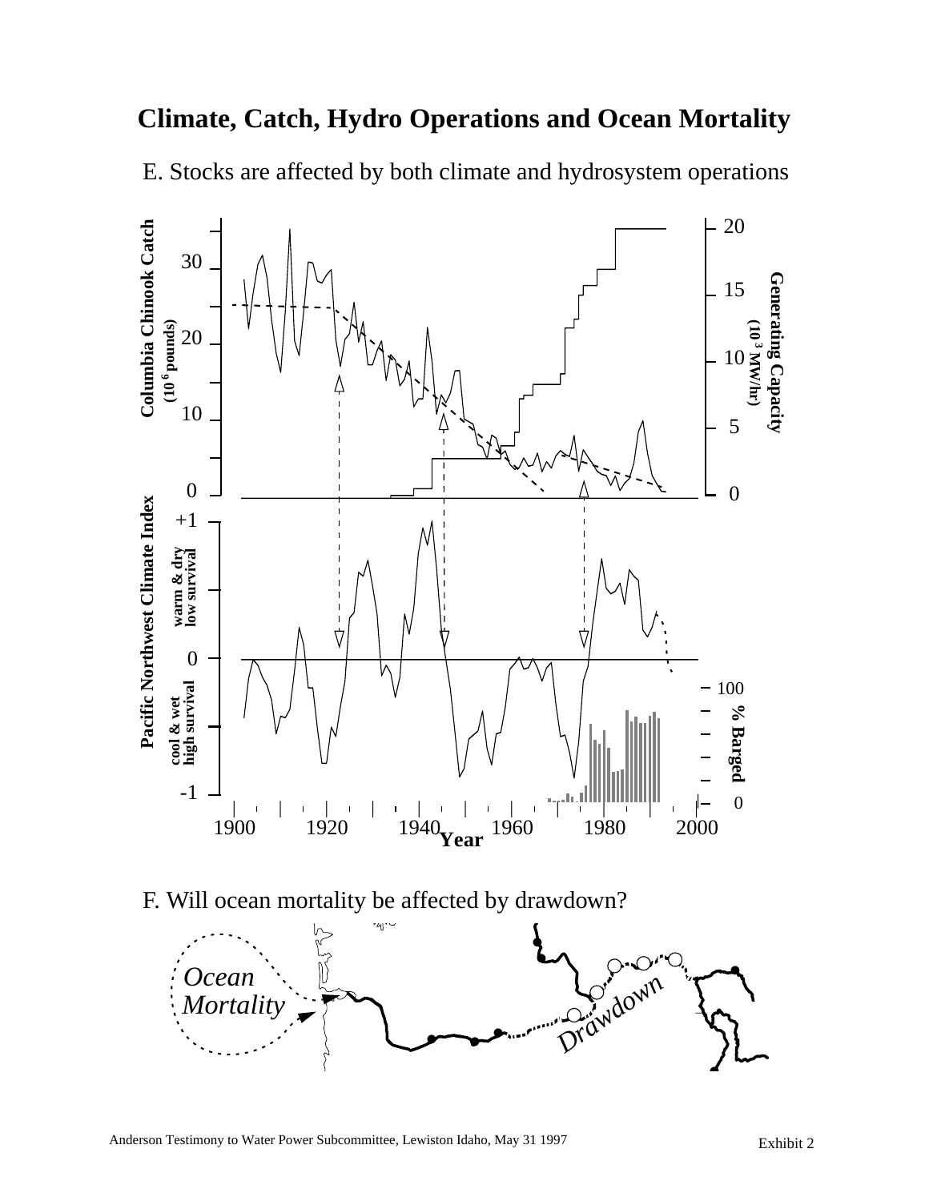# Climate, Catch, Hydro Operations and Ocean Mortality

E. Stocks are affected by both climate and hydrosystem operations

F. Will ocean mortality be affected by drawdown?

Anderson Testimony to Water Power Subcommittee, Lewiston Idaho, May 31 1997

Exhibit 2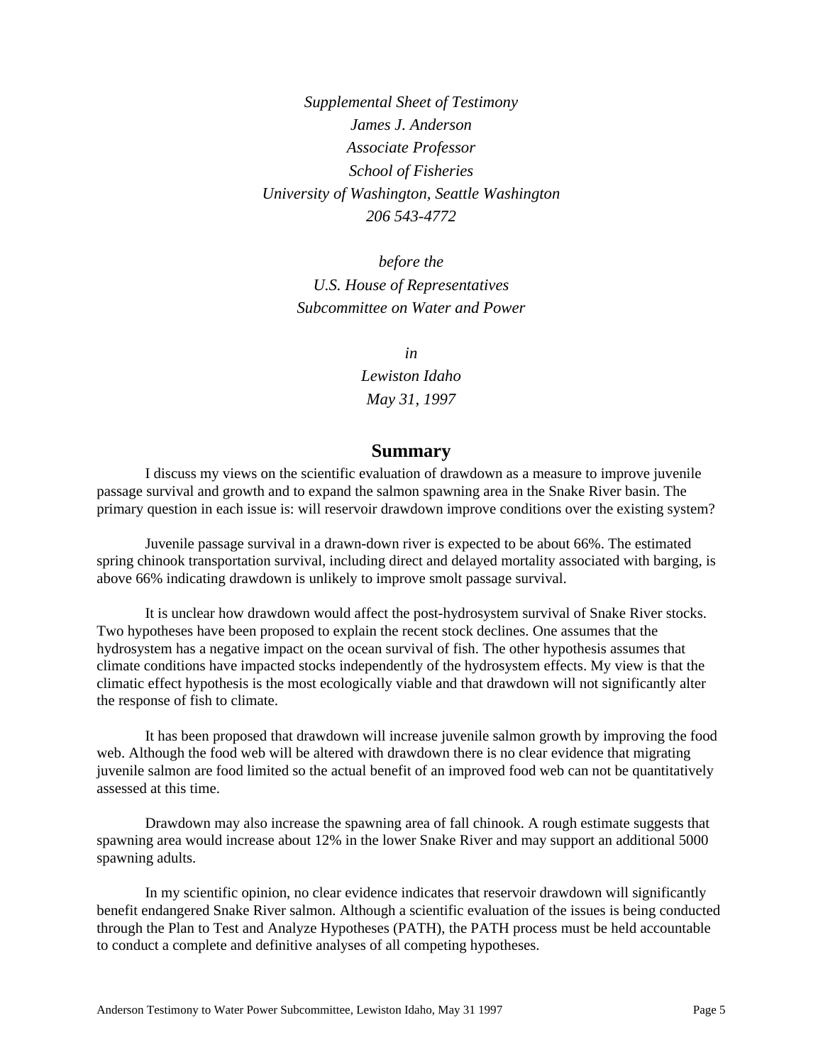*Supplemental Sheet of Testimony*
*James J. Anderson*
*Associate Professor*
*School of Fisheries*
*University of Washington, Seattle Washington*
*206 543-4772*

*before the*
*U.S. House of Representatives*
*Subcommittee on Water and Power*

*in*
*Lewiston Idaho*
*May 31, 1997*

## Summary

I discuss my views on the scientific evaluation of drawdown as a measure to improve juvenile passage survival and growth and to expand the salmon spawning area in the Snake River basin. The primary question in each issue is: will reservoir drawdown improve conditions over the existing system?

Juvenile passage survival in a drawn-down river is expected to be about 66%. The estimated spring chinook transportation survival, including direct and delayed mortality associated with barging, is above 66% indicating drawdown is unlikely to improve smolt passage survival.

It is unclear how drawdown would affect the post-hydrosystem survival of Snake River stocks. Two hypotheses have been proposed to explain the recent stock declines. One assumes that the hydrosystem has a negative impact on the ocean survival of fish. The other hypothesis assumes that climate conditions have impacted stocks independently of the hydrosystem effects. My view is that the climatic effect hypothesis is the most ecologically viable and that drawdown will not significantly alter the response of fish to climate.

It has been proposed that drawdown will increase juvenile salmon growth by improving the food web. Although the food web will be altered with drawdown there is no clear evidence that migrating juvenile salmon are food limited so the actual benefit of an improved food web can not be quantitatively assessed at this time.

Drawdown may also increase the spawning area of fall chinook. A rough estimate suggests that spawning area would increase about 12% in the lower Snake River and may support an additional 5000 spawning adults.

In my scientific opinion, no clear evidence indicates that reservoir drawdown will significantly benefit endangered Snake River salmon. Although a scientific evaluation of the issues is being conducted through the Plan to Test and Analyze Hypotheses (PATH), the PATH process must be held accountable to conduct a complete and definitive analyses of all competing hypotheses.